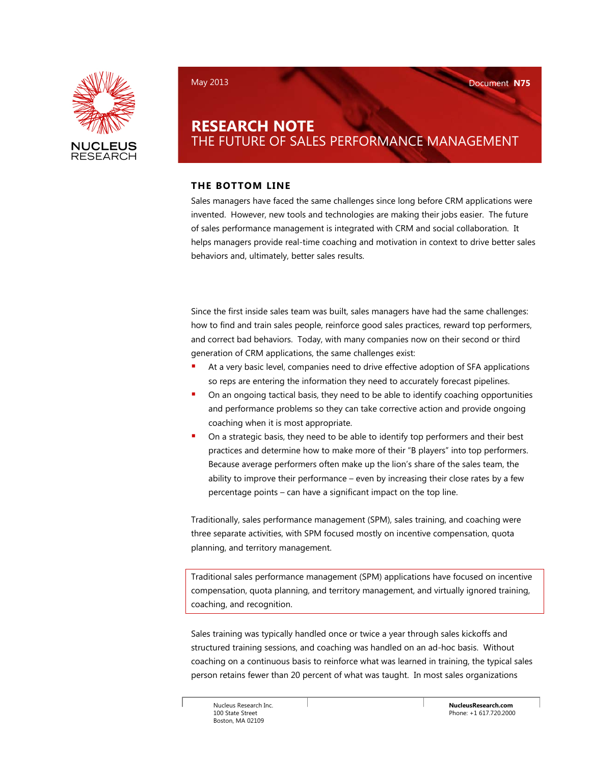May 2013

Document **N75**

# RESEARCH NOTE
## THE FUTURE OF SALES PERFORMANCE MANAGEMENT

### THE BOTTOM LINE

Sales managers have faced the same challenges since long before CRM applications were invented. However, new tools and technologies are making their jobs easier. The future of sales performance management is integrated with CRM and social collaboration. It helps managers provide real-time coaching and motivation in context to drive better sales behaviors and, ultimately, better sales results.

Since the first inside sales team was built, sales managers have had the same challenges: how to find and train sales people, reinforce good sales practices, reward top performers, and correct bad behaviors. Today, with many companies now on their second or third generation of CRM applications, the same challenges exist:

- At a very basic level, companies need to drive effective adoption of SFA applications so reps are entering the information they need to accurately forecast pipelines.
- On an ongoing tactical basis, they need to be able to identify coaching opportunities and performance problems so they can take corrective action and provide ongoing coaching when it is most appropriate.
- On a strategic basis, they need to be able to identify top performers and their best practices and determine how to make more of their "B players" into top performers. Because average performers often make up the lion's share of the sales team, the ability to improve their performance – even by increasing their close rates by a few percentage points – can have a significant impact on the top line.

Traditionally, sales performance management (SPM), sales training, and coaching were three separate activities, with SPM focused mostly on incentive compensation, quota planning, and territory management.

> Traditional sales performance management (SPM) applications have focused on incentive compensation, quota planning, and territory management, and virtually ignored training, coaching, and recognition.

Sales training was typically handled once or twice a year through sales kickoffs and structured training sessions, and coaching was handled on an ad-hoc basis. Without coaching on a continuous basis to reinforce what was learned in training, the typical sales person retains fewer than 20 percent of what was taught. In most sales organizations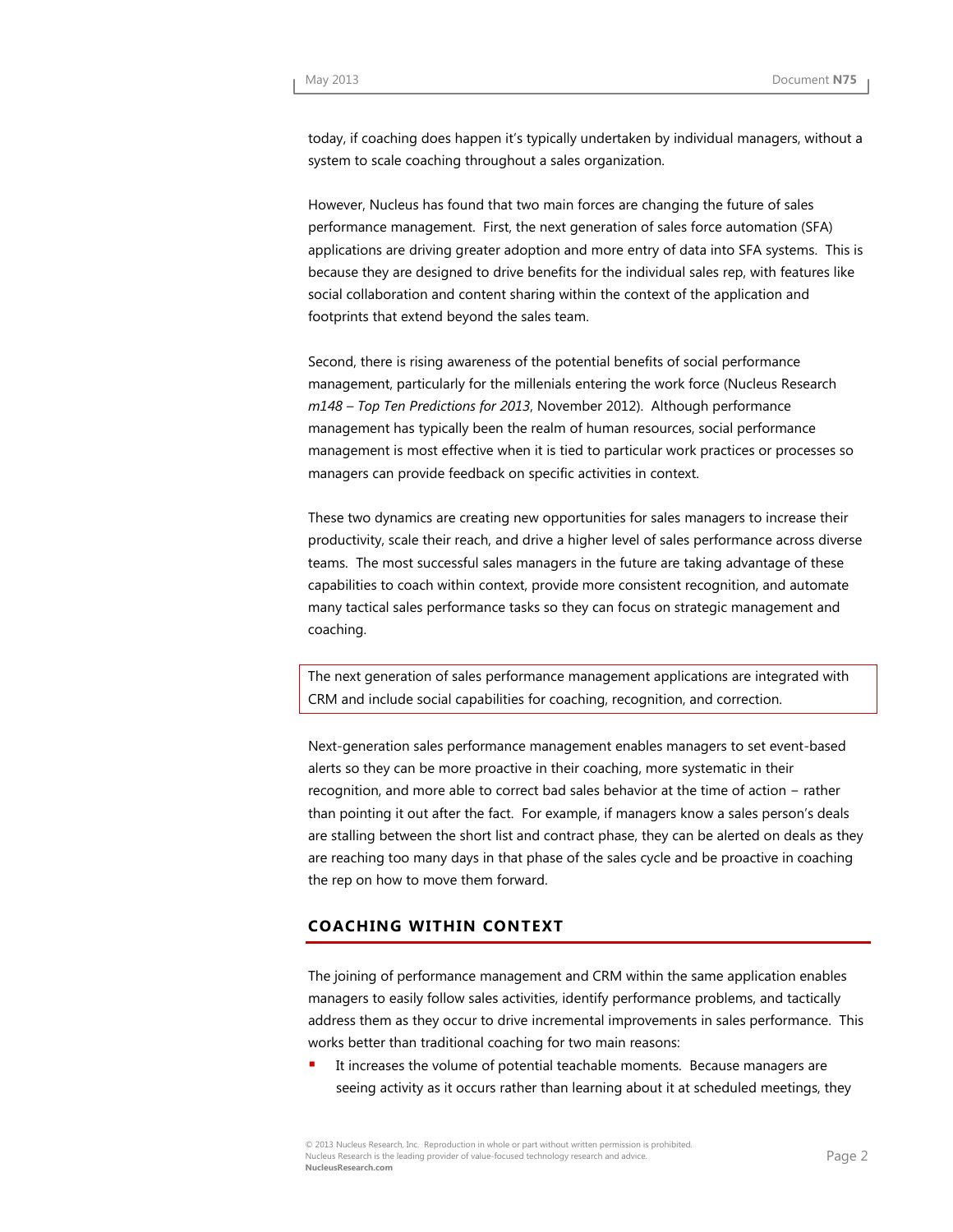today, if coaching does happen it's typically undertaken by individual managers, without a system to scale coaching throughout a sales organization.

However, Nucleus has found that two main forces are changing the future of sales performance management. First, the next generation of sales force automation (SFA) applications are driving greater adoption and more entry of data into SFA systems. This is because they are designed to drive benefits for the individual sales rep, with features like social collaboration and content sharing within the context of the application and footprints that extend beyond the sales team.

Second, there is rising awareness of the potential benefits of social performance management, particularly for the millenials entering the work force (Nucleus Research *m148 – Top Ten Predictions for 2013*, November 2012). Although performance management has typically been the realm of human resources, social performance management is most effective when it is tied to particular work practices or processes so managers can provide feedback on specific activities in context.

These two dynamics are creating new opportunities for sales managers to increase their productivity, scale their reach, and drive a higher level of sales performance across diverse teams. The most successful sales managers in the future are taking advantage of these capabilities to coach within context, provide more consistent recognition, and automate many tactical sales performance tasks so they can focus on strategic management and coaching.

> The next generation of sales performance management applications are integrated with CRM and include social capabilities for coaching, recognition, and correction.

Next-generation sales performance management enables managers to set event-based alerts so they can be more proactive in their coaching, more systematic in their recognition, and more able to correct bad sales behavior at the time of action – rather than pointing it out after the fact. For example, if managers know a sales person's deals are stalling between the short list and contract phase, they can be alerted on deals as they are reaching too many days in that phase of the sales cycle and be proactive in coaching the rep on how to move them forward.

## COACHING WITHIN CONTEXT

The joining of performance management and CRM within the same application enables managers to easily follow sales activities, identify performance problems, and tactically address them as they occur to drive incremental improvements in sales performance. This works better than traditional coaching for two main reasons:

- It increases the volume of potential teachable moments. Because managers are seeing activity as it occurs rather than learning about it at scheduled meetings, they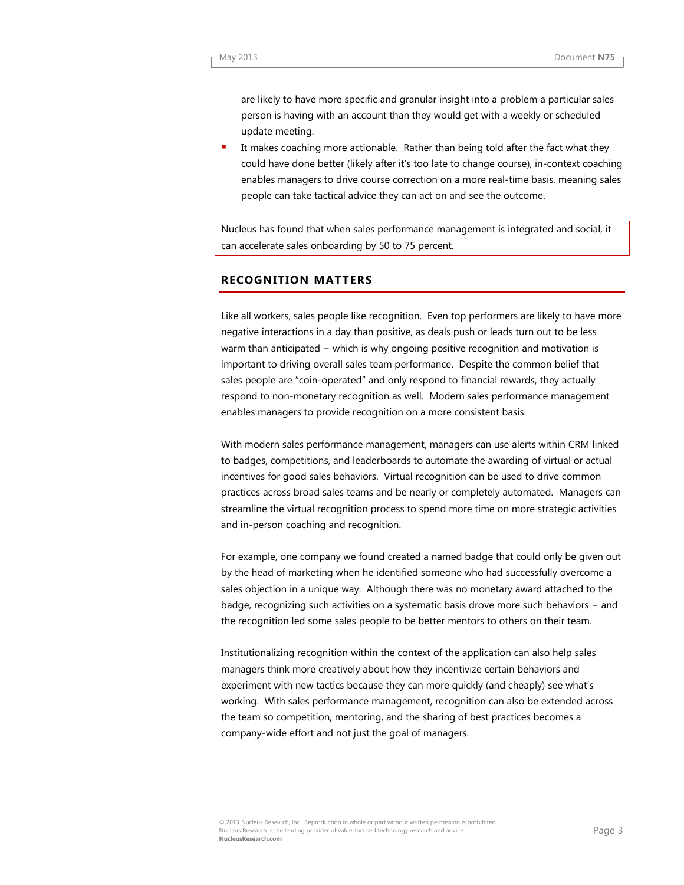are likely to have more specific and granular insight into a problem a particular sales person is having with an account than they would get with a weekly or scheduled update meeting.

- It makes coaching more actionable. Rather than being told after the fact what they could have done better (likely after it's too late to change course), in-context coaching enables managers to drive course correction on a more real-time basis, meaning sales people can take tactical advice they can act on and see the outcome.

> Nucleus has found that when sales performance management is integrated and social, it can accelerate sales onboarding by 50 to 75 percent.

## RECOGNITION MATTERS

Like all workers, sales people like recognition. Even top performers are likely to have more negative interactions in a day than positive, as deals push or leads turn out to be less warm than anticipated – which is why ongoing positive recognition and motivation is important to driving overall sales team performance. Despite the common belief that sales people are "coin-operated" and only respond to financial rewards, they actually respond to non-monetary recognition as well. Modern sales performance management enables managers to provide recognition on a more consistent basis.

With modern sales performance management, managers can use alerts within CRM linked to badges, competitions, and leaderboards to automate the awarding of virtual or actual incentives for good sales behaviors. Virtual recognition can be used to drive common practices across broad sales teams and be nearly or completely automated. Managers can streamline the virtual recognition process to spend more time on more strategic activities and in-person coaching and recognition.

For example, one company we found created a named badge that could only be given out by the head of marketing when he identified someone who had successfully overcome a sales objection in a unique way. Although there was no monetary award attached to the badge, recognizing such activities on a systematic basis drove more such behaviors – and the recognition led some sales people to be better mentors to others on their team.

Institutionalizing recognition within the context of the application can also help sales managers think more creatively about how they incentivize certain behaviors and experiment with new tactics because they can more quickly (and cheaply) see what's working. With sales performance management, recognition can also be extended across the team so competition, mentoring, and the sharing of best practices becomes a company-wide effort and not just the goal of managers.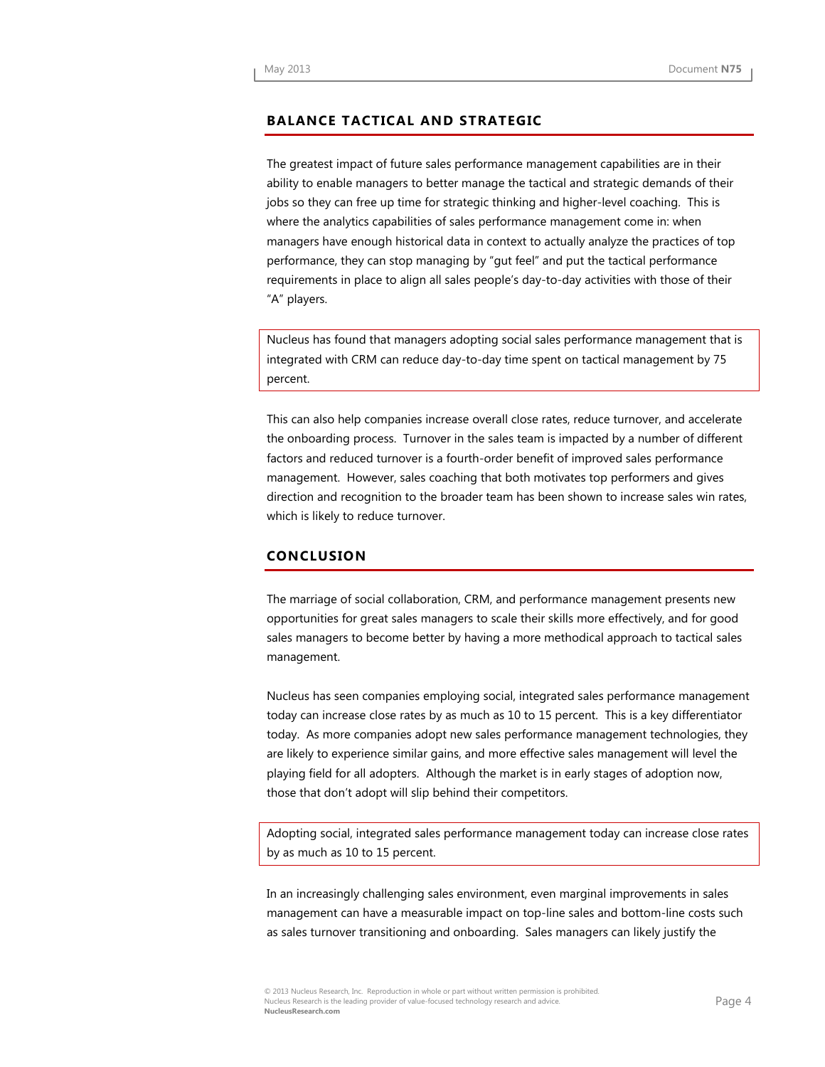## BALANCE TACTICAL AND STRATEGIC

The greatest impact of future sales performance management capabilities are in their ability to enable managers to better manage the tactical and strategic demands of their jobs so they can free up time for strategic thinking and higher-level coaching. This is where the analytics capabilities of sales performance management come in: when managers have enough historical data in context to actually analyze the practices of top performance, they can stop managing by "gut feel" and put the tactical performance requirements in place to align all sales people's day-to-day activities with those of their "A" players.

> Nucleus has found that managers adopting social sales performance management that is integrated with CRM can reduce day-to-day time spent on tactical management by 75 percent.

This can also help companies increase overall close rates, reduce turnover, and accelerate the onboarding process. Turnover in the sales team is impacted by a number of different factors and reduced turnover is a fourth-order benefit of improved sales performance management. However, sales coaching that both motivates top performers and gives direction and recognition to the broader team has been shown to increase sales win rates, which is likely to reduce turnover.

## CONCLUSION

The marriage of social collaboration, CRM, and performance management presents new opportunities for great sales managers to scale their skills more effectively, and for good sales managers to become better by having a more methodical approach to tactical sales management.

Nucleus has seen companies employing social, integrated sales performance management today can increase close rates by as much as 10 to 15 percent. This is a key differentiator today. As more companies adopt new sales performance management technologies, they are likely to experience similar gains, and more effective sales management will level the playing field for all adopters. Although the market is in early stages of adoption now, those that don't adopt will slip behind their competitors.

> Adopting social, integrated sales performance management today can increase close rates by as much as 10 to 15 percent.

In an increasingly challenging sales environment, even marginal improvements in sales management can have a measurable impact on top-line sales and bottom-line costs such as sales turnover transitioning and onboarding. Sales managers can likely justify the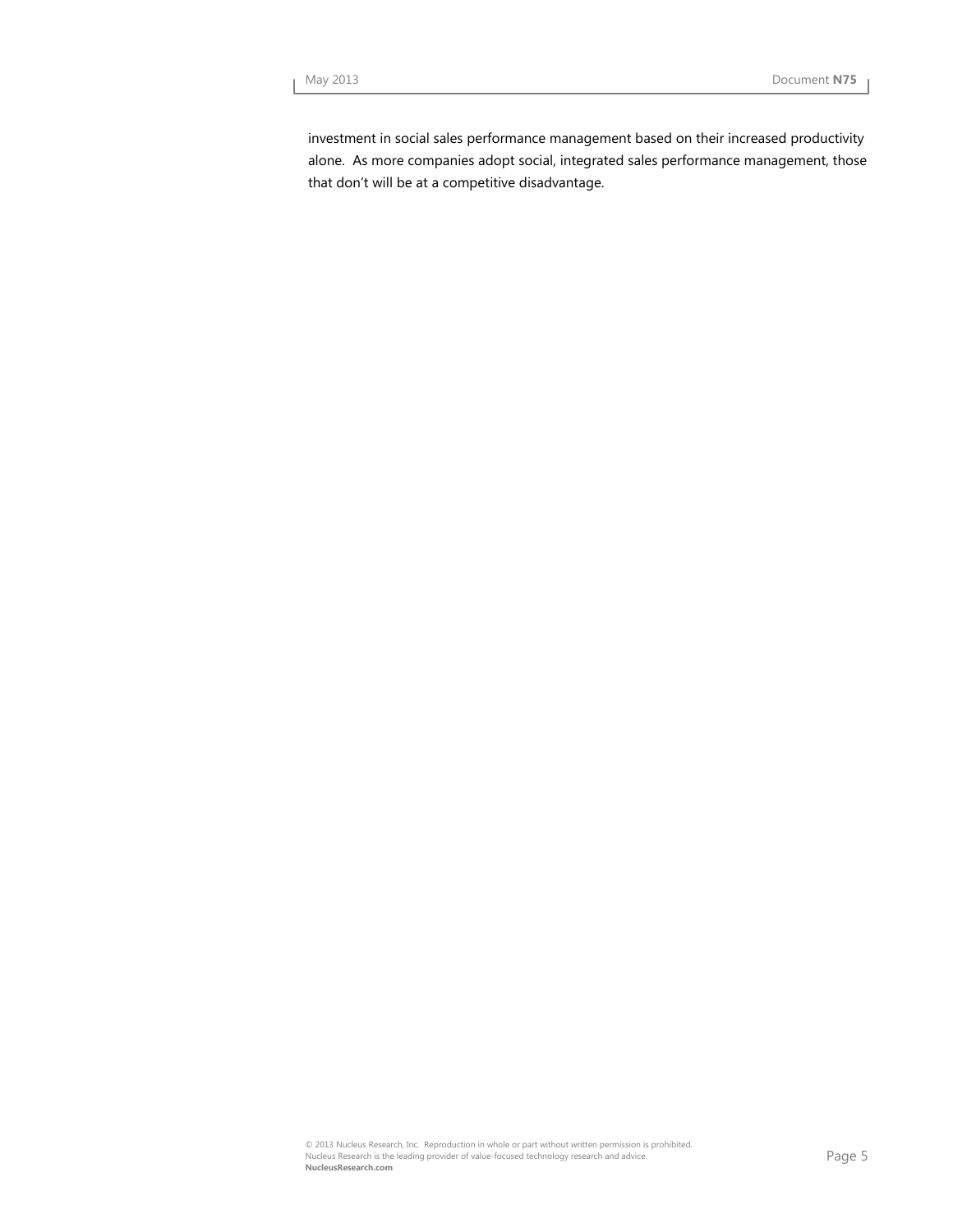investment in social sales performance management based on their increased productivity alone. As more companies adopt social, integrated sales performance management, those that don't will be at a competitive disadvantage.